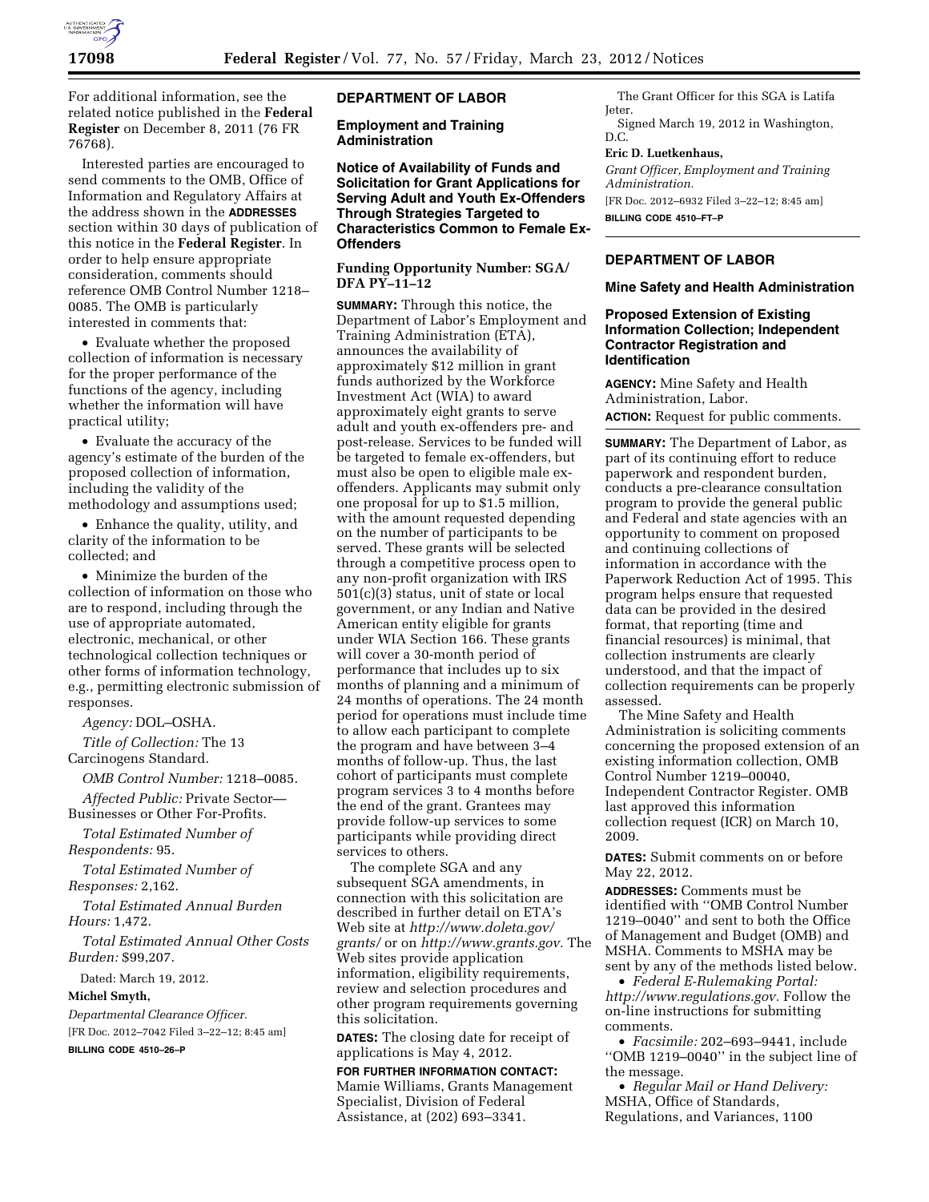For additional information, see the related notice published in the **Federal Register** on December 8, 2011 (76 FR 76768).

Interested parties are encouraged to send comments to the OMB, Office of Information and Regulatory Affairs at the address shown in the **ADDRESSES** section within 30 days of publication of this notice in the **Federal Register**. In order to help ensure appropriate consideration, comments should reference OMB Control Number 1218–0085. The OMB is particularly interested in comments that:

- Evaluate whether the proposed collection of information is necessary for the proper performance of the functions of the agency, including whether the information will have practical utility;
- Evaluate the accuracy of the agency's estimate of the burden of the proposed collection of information, including the validity of the methodology and assumptions used;
- Enhance the quality, utility, and clarity of the information to be collected; and
- Minimize the burden of the collection of information on those who are to respond, including through the use of appropriate automated, electronic, mechanical, or other technological collection techniques or other forms of information technology, e.g., permitting electronic submission of responses.

*Agency:* DOL–OSHA.

*Title of Collection:* The 13 Carcinogens Standard.

*OMB Control Number:* 1218–0085.

*Affected Public:* Private Sector—Businesses or Other For-Profits.

*Total Estimated Number of Respondents:* 95.

*Total Estimated Number of Responses:* 2,162.

*Total Estimated Annual Burden Hours:* 1,472.

*Total Estimated Annual Other Costs Burden:* $99,207.

Dated: March 19, 2012.

**Michel Smyth,**

*Departmental Clearance Officer.*

[FR Doc. 2012–7042 Filed 3–22–12; 8:45 am]

**BILLING CODE 4510–26–P**

## DEPARTMENT OF LABOR

### Employment and Training Administration

### Notice of Availability of Funds and Solicitation for Grant Applications for Serving Adult and Youth Ex-Offenders Through Strategies Targeted to Characteristics Common to Female Ex-Offenders

**Funding Opportunity Number: SGA/DFA PY–11–12**

**SUMMARY:** Through this notice, the Department of Labor's Employment and Training Administration (ETA), announces the availability of approximately $12 million in grant funds authorized by the Workforce Investment Act (WIA) to award approximately eight grants to serve adult and youth ex-offenders pre- and post-release. Services to be funded will be targeted to female ex-offenders, but must also be open to eligible male ex-offenders. Applicants may submit only one proposal for up to $1.5 million, with the amount requested depending on the number of participants to be served. These grants will be selected through a competitive process open to any non-profit organization with IRS 501(c)(3) status, unit of state or local government, or any Indian and Native American entity eligible for grants under WIA Section 166. These grants will cover a 30-month period of performance that includes up to six months of planning and a minimum of 24 months of operations. The 24 month period for operations must include time to allow each participant to complete the program and have between 3–4 months of follow-up. Thus, the last cohort of participants must complete program services 3 to 4 months before the end of the grant. Grantees may provide follow-up services to some participants while providing direct services to others.

The complete SGA and any subsequent SGA amendments, in connection with this solicitation are described in further detail on ETA's Web site at *http://www.doleta.gov/grants/* or on *http://www.grants.gov.* The Web sites provide application information, eligibility requirements, review and selection procedures and other program requirements governing this solicitation.

**DATES:** The closing date for receipt of applications is May 4, 2012.

**FOR FURTHER INFORMATION CONTACT:** Mamie Williams, Grants Management Specialist, Division of Federal Assistance, at (202) 693–3341.

The Grant Officer for this SGA is Latifa Jeter.

Signed March 19, 2012 in Washington, D.C.

**Eric D. Luetkenhaus,**

*Grant Officer, Employment and Training Administration.*

[FR Doc. 2012–6932 Filed 3–22–12; 8:45 am]

**BILLING CODE 4510–FT–P**

## DEPARTMENT OF LABOR

### Mine Safety and Health Administration

### Proposed Extension of Existing Information Collection; Independent Contractor Registration and Identification

**AGENCY:** Mine Safety and Health Administration, Labor.

**ACTION:** Request for public comments.

**SUMMARY:** The Department of Labor, as part of its continuing effort to reduce paperwork and respondent burden, conducts a pre-clearance consultation program to provide the general public and Federal and state agencies with an opportunity to comment on proposed and continuing collections of information in accordance with the Paperwork Reduction Act of 1995. This program helps ensure that requested data can be provided in the desired format, that reporting (time and financial resources) is minimal, that collection instruments are clearly understood, and that the impact of collection requirements can be properly assessed.

The Mine Safety and Health Administration is soliciting comments concerning the proposed extension of an existing information collection, OMB Control Number 1219–00040, Independent Contractor Register. OMB last approved this information collection request (ICR) on March 10, 2009.

**DATES:** Submit comments on or before May 22, 2012.

**ADDRESSES:** Comments must be identified with ''OMB Control Number 1219–0040'' and sent to both the Office of Management and Budget (OMB) and MSHA. Comments to MSHA may be sent by any of the methods listed below.

- *Federal E-Rulemaking Portal: http://www.regulations.gov.* Follow the on-line instructions for submitting comments.
- *Facsimile:* 202–693–9441, include ''OMB 1219–0040'' in the subject line of the message.
- *Regular Mail or Hand Delivery:* MSHA, Office of Standards, Regulations, and Variances, 1100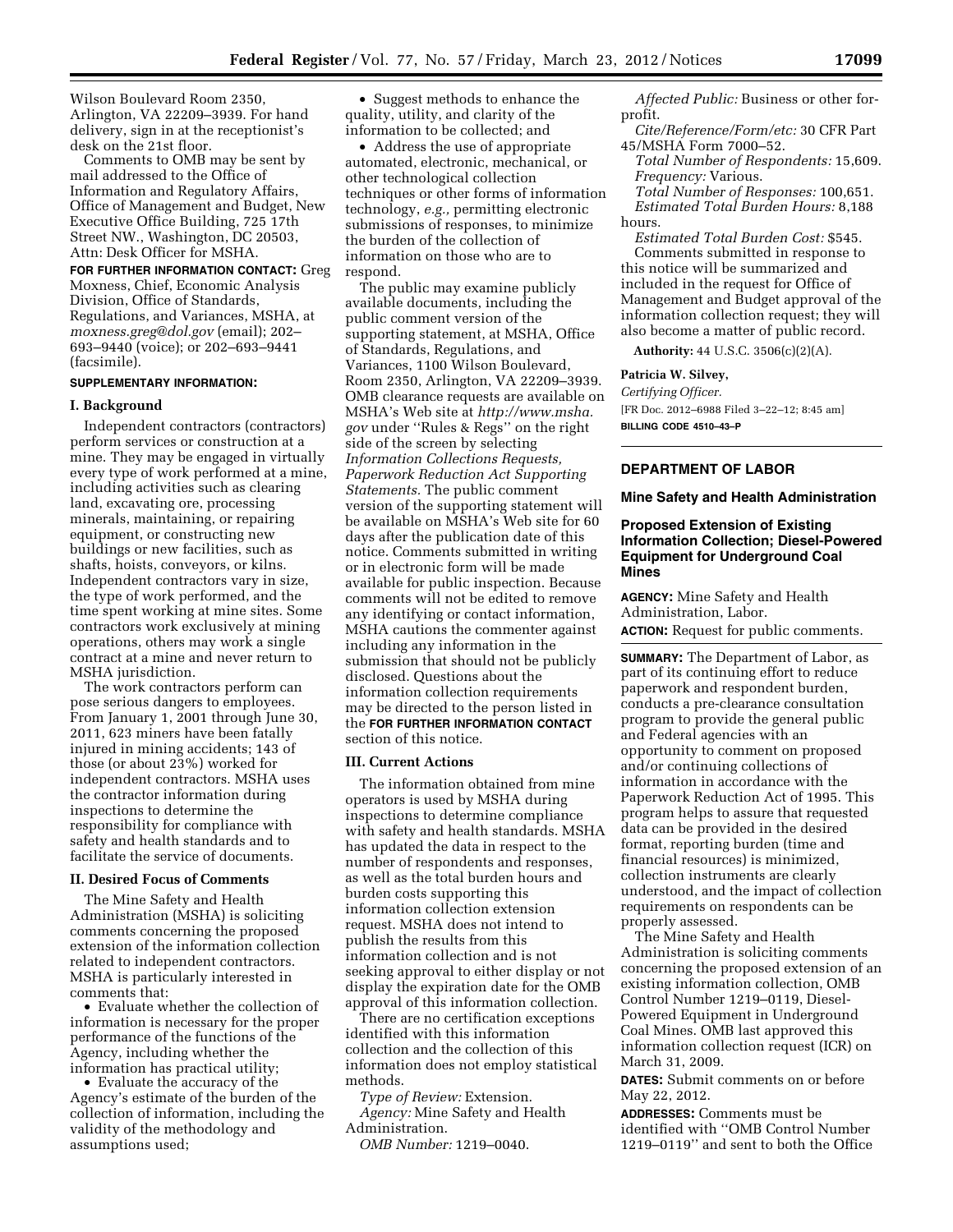Wilson Boulevard Room 2350, Arlington, VA 22209–3939. For hand delivery, sign in at the receptionist's desk on the 21st floor.

Comments to OMB may be sent by mail addressed to the Office of Information and Regulatory Affairs, Office of Management and Budget, New Executive Office Building, 725 17th Street NW., Washington, DC 20503, Attn: Desk Officer for MSHA.

**FOR FURTHER INFORMATION CONTACT:** Greg Moxness, Chief, Economic Analysis Division, Office of Standards, Regulations, and Variances, MSHA, at *moxness.greg@dol.gov* (email); 202–693–9440 (voice); or 202–693–9441 (facsimile).

**SUPPLEMENTARY INFORMATION:**

### I. Background

Independent contractors (contractors) perform services or construction at a mine. They may be engaged in virtually every type of work performed at a mine, including activities such as clearing land, excavating ore, processing minerals, maintaining, or repairing equipment, or constructing new buildings or new facilities, such as shafts, hoists, conveyors, or kilns. Independent contractors vary in size, the type of work performed, and the time spent working at mine sites. Some contractors work exclusively at mining operations, others may work a single contract at a mine and never return to MSHA jurisdiction.

The work contractors perform can pose serious dangers to employees. From January 1, 2001 through June 30, 2011, 623 miners have been fatally injured in mining accidents; 143 of those (or about 23%) worked for independent contractors. MSHA uses the contractor information during inspections to determine the responsibility for compliance with safety and health standards and to facilitate the service of documents.

### II. Desired Focus of Comments

The Mine Safety and Health Administration (MSHA) is soliciting comments concerning the proposed extension of the information collection related to independent contractors. MSHA is particularly interested in comments that:

- Evaluate whether the collection of information is necessary for the proper performance of the functions of the Agency, including whether the information has practical utility;
- Evaluate the accuracy of the Agency's estimate of the burden of the collection of information, including the validity of the methodology and assumptions used;
- Suggest methods to enhance the quality, utility, and clarity of the information to be collected; and
- Address the use of appropriate automated, electronic, mechanical, or other technological collection techniques or other forms of information technology, *e.g.,* permitting electronic submissions of responses, to minimize the burden of the collection of information on those who are to respond.

The public may examine publicly available documents, including the public comment version of the supporting statement, at MSHA, Office of Standards, Regulations, and Variances, 1100 Wilson Boulevard, Room 2350, Arlington, VA 22209–3939. OMB clearance requests are available on MSHA's Web site at *http://www.msha.gov* under "Rules & Regs" on the right side of the screen by selecting *Information Collections Requests, Paperwork Reduction Act Supporting Statements.* The public comment version of the supporting statement will be available on MSHA's Web site for 60 days after the publication date of this notice. Comments submitted in writing or in electronic form will be made available for public inspection. Because comments will not be edited to remove any identifying or contact information, MSHA cautions the commenter against including any information in the submission that should not be publicly disclosed. Questions about the information collection requirements may be directed to the person listed in the **FOR FURTHER INFORMATION CONTACT** section of this notice.

### III. Current Actions

The information obtained from mine operators is used by MSHA during inspections to determine compliance with safety and health standards. MSHA has updated the data in respect to the number of respondents and responses, as well as the total burden hours and burden costs supporting this information collection extension request. MSHA does not intend to publish the results from this information collection and is not seeking approval to either display or not display the expiration date for the OMB approval of this information collection.

There are no certification exceptions identified with this information collection and the collection of this information does not employ statistical methods.

*Type of Review:* Extension.

*Agency:* Mine Safety and Health Administration.

*OMB Number:* 1219–0040.

*Affected Public:* Business or other for-profit.

*Cite/Reference/Form/etc:* 30 CFR Part 45/MSHA Form 7000–52.

*Total Number of Respondents:* 15,609.

*Frequency:* Various.

*Total Number of Responses:* 100,651.

*Estimated Total Burden Hours:* 8,188 hours.

*Estimated Total Burden Cost:* $545.

Comments submitted in response to this notice will be summarized and included in the request for Office of Management and Budget approval of the information collection request; they will also become a matter of public record.

**Authority:** 44 U.S.C. 3506(c)(2)(A).

**Patricia W. Silvey,**

*Certifying Officer.*

[FR Doc. 2012–6988 Filed 3–22–12; 8:45 am]

**BILLING CODE 4510–43–P**

---

## DEPARTMENT OF LABOR

### Mine Safety and Health Administration

### Proposed Extension of Existing Information Collection; Diesel-Powered Equipment for Underground Coal Mines

**AGENCY:** Mine Safety and Health Administration, Labor.

**ACTION:** Request for public comments.

**SUMMARY:** The Department of Labor, as part of its continuing effort to reduce paperwork and respondent burden, conducts a pre-clearance consultation program to provide the general public and Federal agencies with an opportunity to comment on proposed and/or continuing collections of information in accordance with the Paperwork Reduction Act of 1995. This program helps to assure that requested data can be provided in the desired format, reporting burden (time and financial resources) is minimized, collection instruments are clearly understood, and the impact of collection requirements on respondents can be properly assessed.

The Mine Safety and Health Administration is soliciting comments concerning the proposed extension of an existing information collection, OMB Control Number 1219–0119, Diesel-Powered Equipment in Underground Coal Mines. OMB last approved this information collection request (ICR) on March 31, 2009.

**DATES:** Submit comments on or before May 22, 2012.

**ADDRESSES:** Comments must be identified with "OMB Control Number 1219–0119" and sent to both the Office